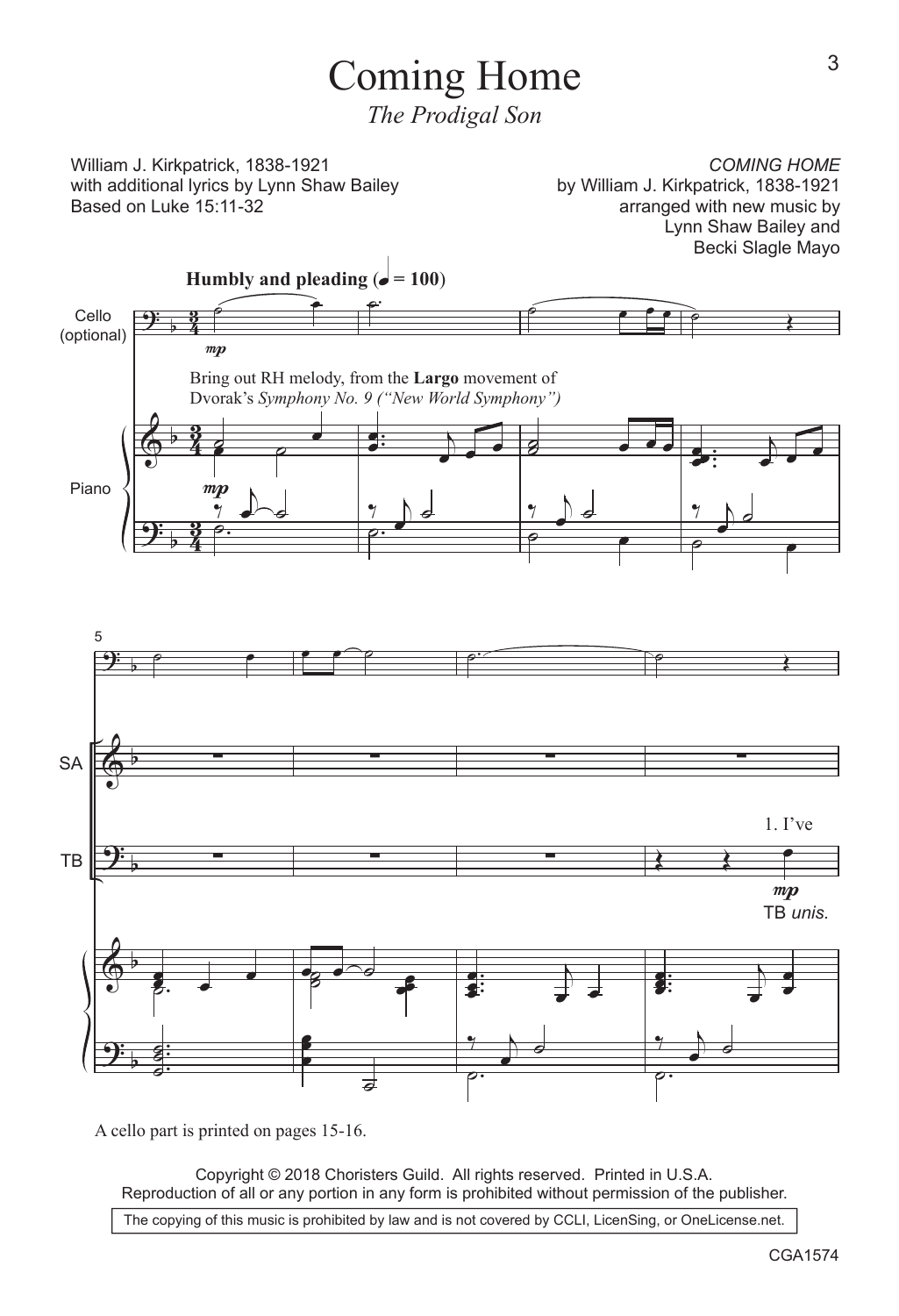# Coming Home

*The Prodigal Son*

William J. Kirkpatrick, 1838-1921
with additional lyrics by Lynn Shaw Bailey
Based on Luke 15:11-32

*COMING HOME*
by William J. Kirkpatrick, 1838-1921
arranged with new music by
Lynn Shaw Bailey and
Becki Slagle Mayo

**Humbly and pleading** (♩ = 100)

Cello (optional)

*mp*

Bring out RH melody, from the **Largo** movement of Dvorak's *Symphony No. 9 ("New World Symphony")*

Piano

*mp*

5

SA

TB

1. I've

*mp*

TB *unis.*

A cello part is printed on pages 15-16.

Copyright © 2018 Choristers Guild. All rights reserved. Printed in U.S.A.
Reproduction of all or any portion in any form is prohibited without permission of the publisher.

The copying of this music is prohibited by law and is not covered by CCLI, LicenSing, or OneLicense.net.

CGA1574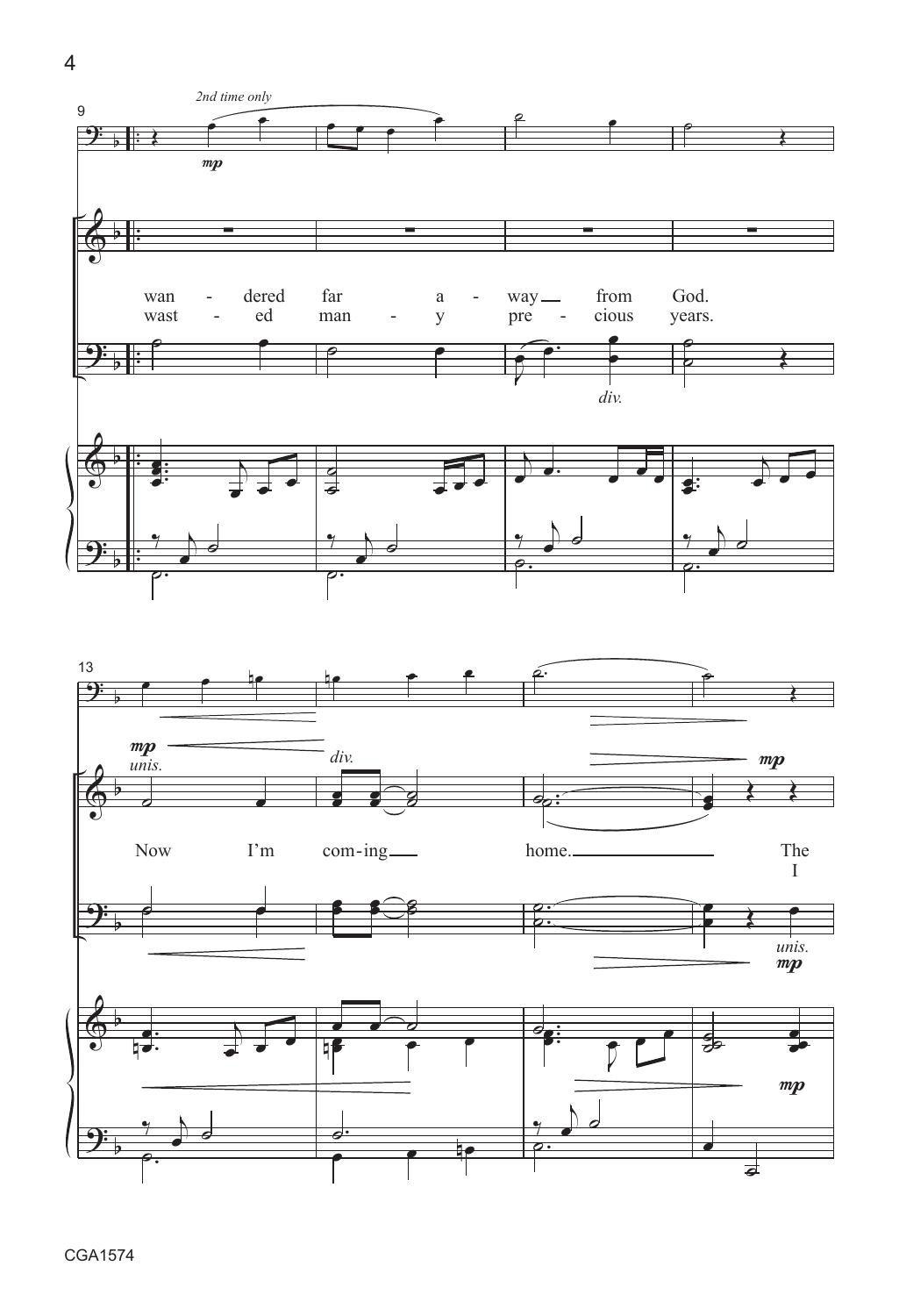*2nd time only*

*mp*

wan - dered far a - way from God.
wast - ed man - y pre - cious years.

*div.*

*mp*
*unis.*

*div.*

Now I'm com-ing home. The
I

*mp*

*unis.*
*mp*

*mp*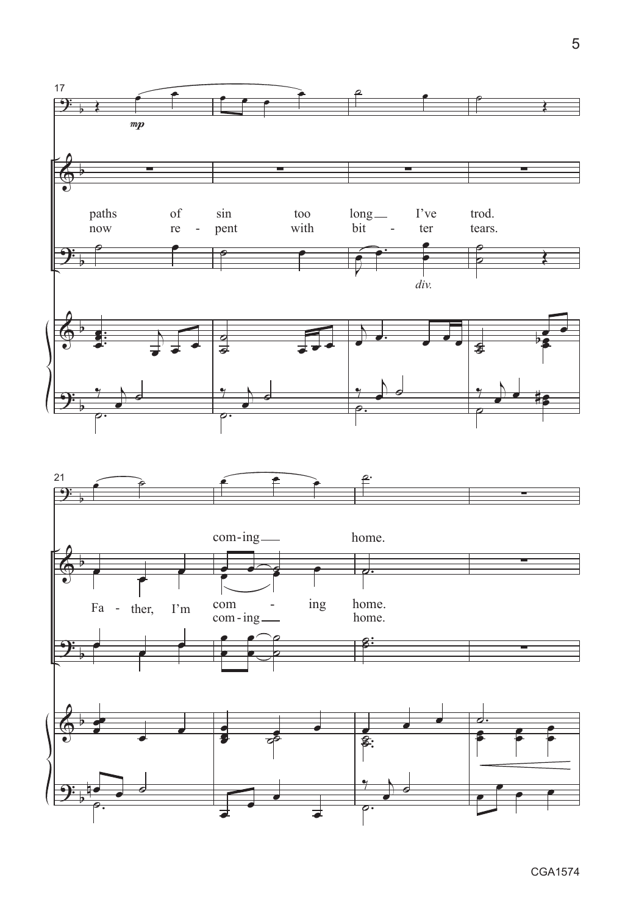17

*mp*

paths of sin too long I've trod.
now re - pent with bit - ter tears.

*div.*

21

Fa - ther, I'm com - ing home.
com - ing home.
com - ing home.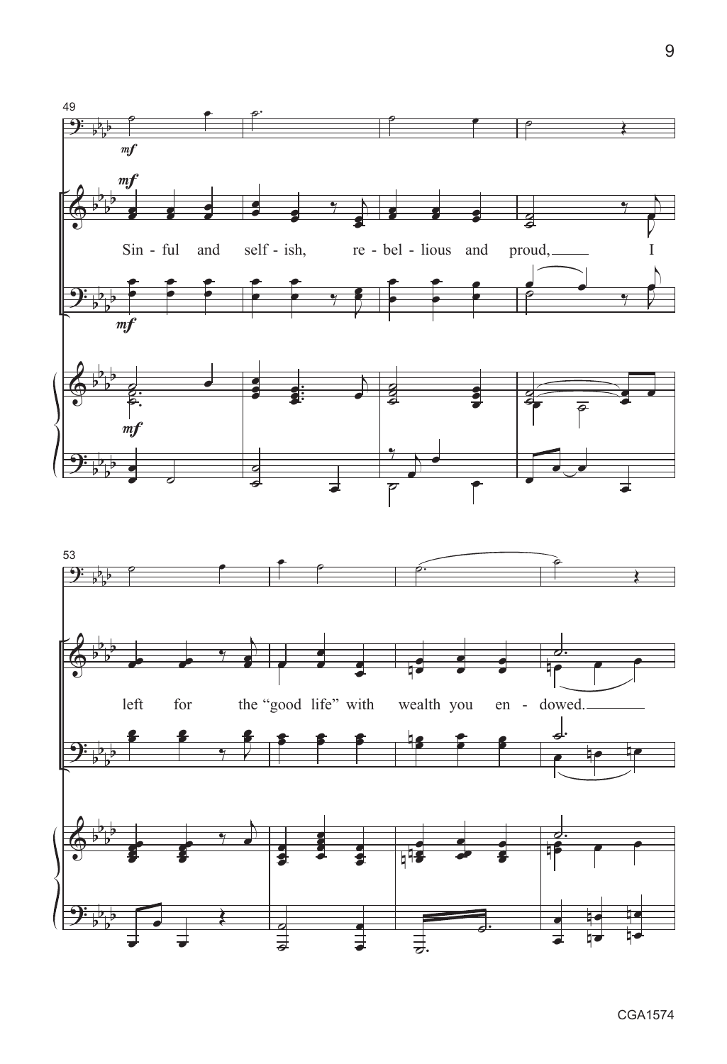Sin - ful and self - ish, re - bel - lious and proud, I

left for the "good life" with wealth you en - dowed.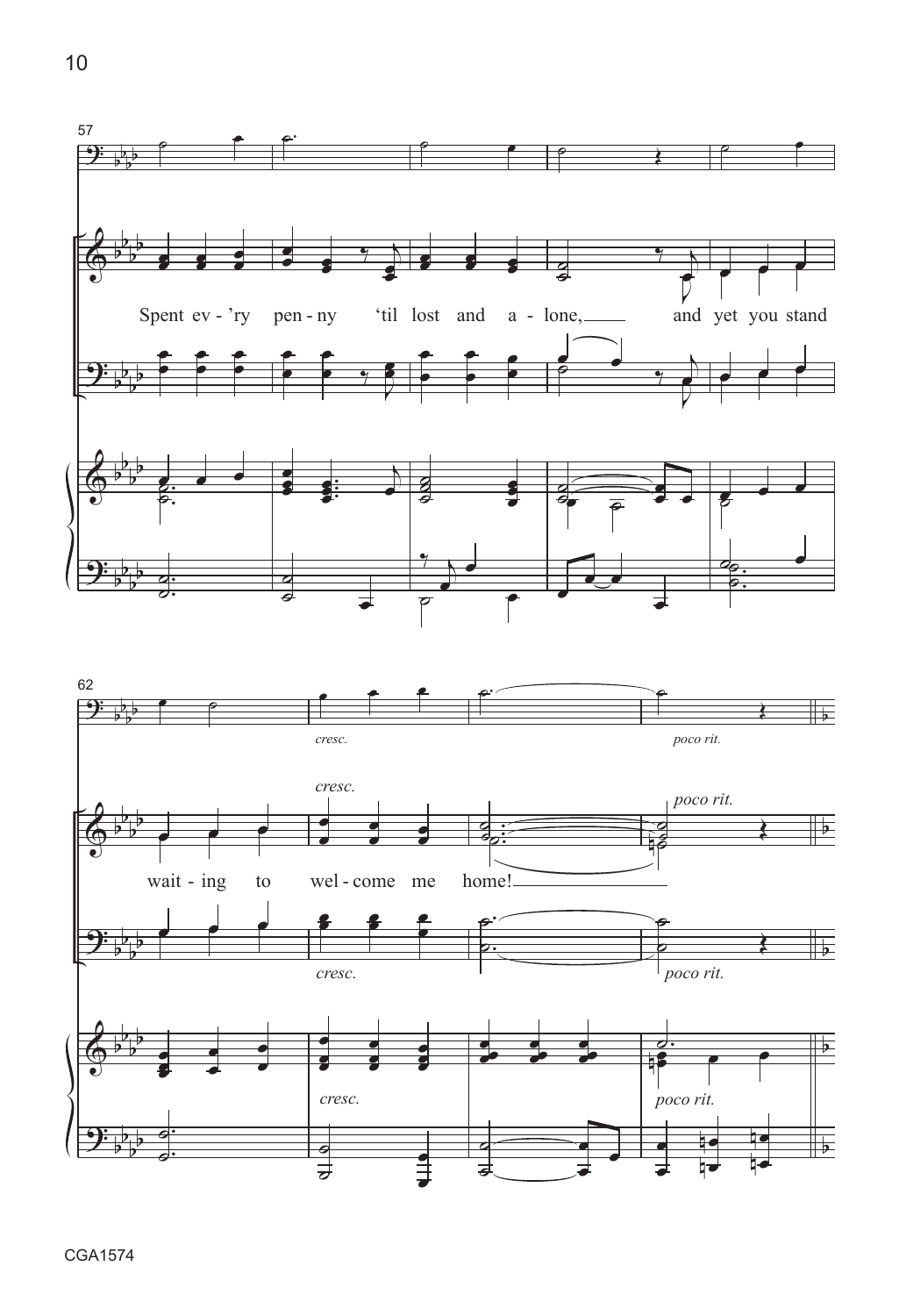57

Spent ev - 'ry pen - ny 'til lost and a - lone, and yet you stand

62

*cresc.*

*poco rit.*

wait - ing to wel - come me home!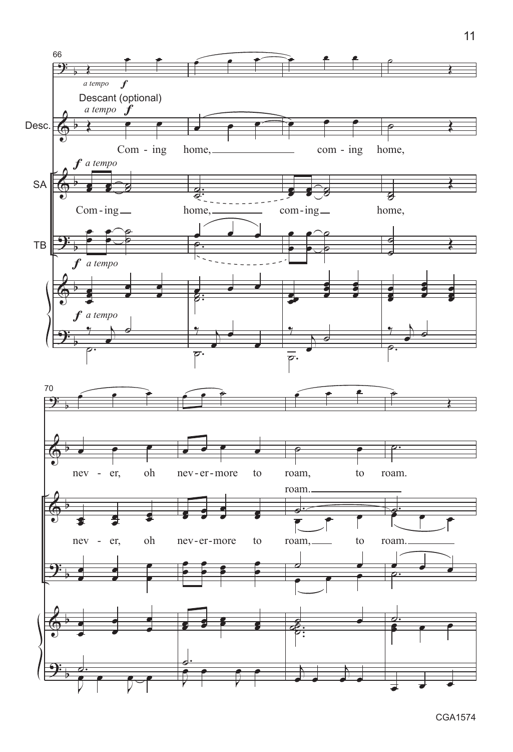66

*a tempo* ***f***

Descant (optional)

*a tempo* ***f***

Desc.

Com - ing home, com - ing home,

***f*** *a tempo*

SA

Com - ing home, com - ing home,

TB

***f*** *a tempo*

***f*** *a tempo*

70

nev - er, oh nev - er - more to roam, to roam.

roam.

nev - er, oh nev - er - more to roam, to roam.